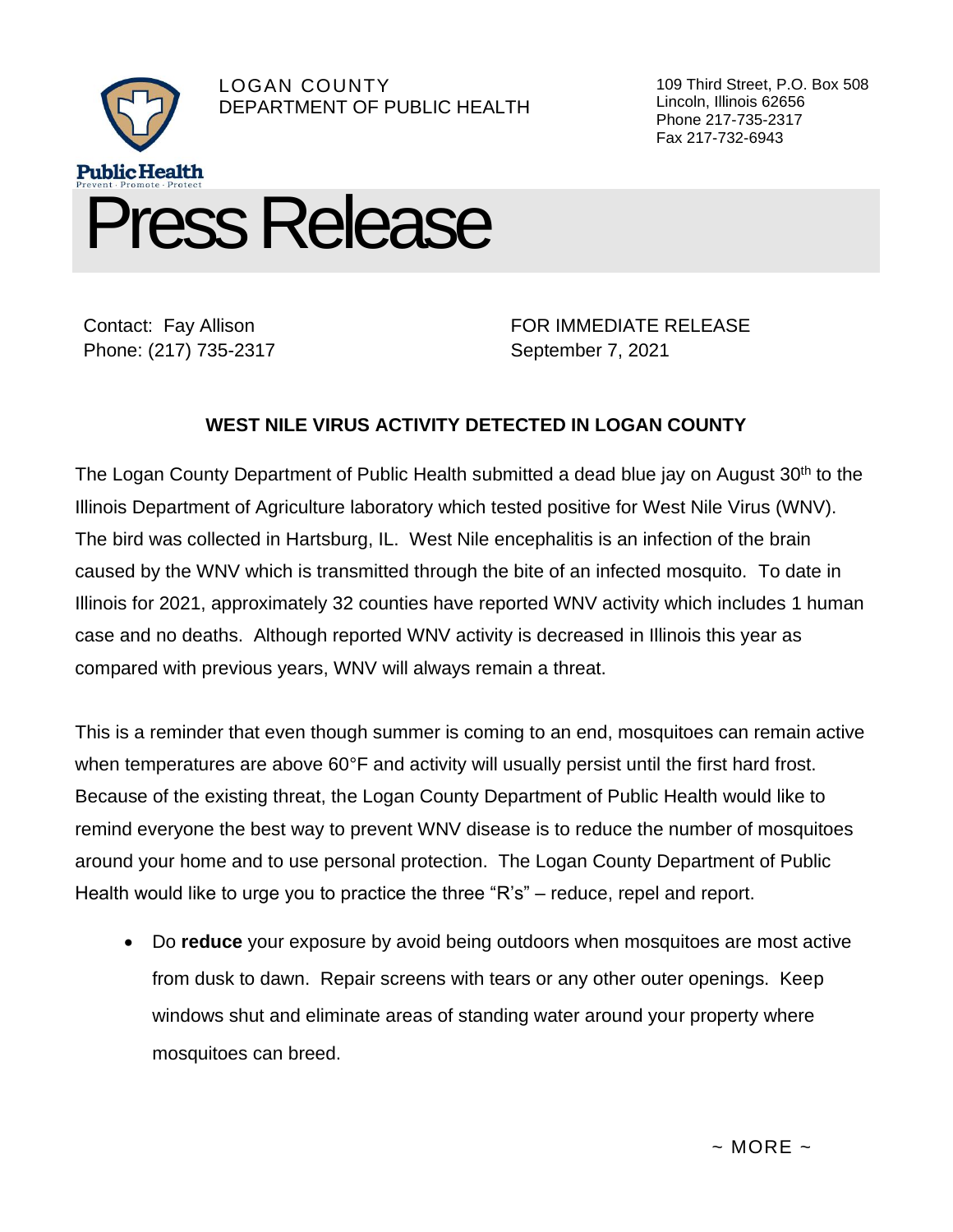LOGAN COUNTY
DEPARTMENT OF PUBLIC HEALTH

Public Health
Prevent · Promote · Protect

109 Third Street, P.O. Box 508
Lincoln, Illinois 62656
Phone 217-735-2317
Fax 217-732-6943

# Press Release

Contact: Fay Allison
Phone: (217) 735-2317

FOR IMMEDIATE RELEASE
September 7, 2021

## WEST NILE VIRUS ACTIVITY DETECTED IN LOGAN COUNTY

The Logan County Department of Public Health submitted a dead blue jay on August 30th to the Illinois Department of Agriculture laboratory which tested positive for West Nile Virus (WNV). The bird was collected in Hartsburg, IL. West Nile encephalitis is an infection of the brain caused by the WNV which is transmitted through the bite of an infected mosquito. To date in Illinois for 2021, approximately 32 counties have reported WNV activity which includes 1 human case and no deaths. Although reported WNV activity is decreased in Illinois this year as compared with previous years, WNV will always remain a threat.

This is a reminder that even though summer is coming to an end, mosquitoes can remain active when temperatures are above 60°F and activity will usually persist until the first hard frost. Because of the existing threat, the Logan County Department of Public Health would like to remind everyone the best way to prevent WNV disease is to reduce the number of mosquitoes around your home and to use personal protection. The Logan County Department of Public Health would like to urge you to practice the three "R's" – reduce, repel and report.

- Do **reduce** your exposure by avoid being outdoors when mosquitoes are most active from dusk to dawn. Repair screens with tears or any other outer openings. Keep windows shut and eliminate areas of standing water around your property where mosquitoes can breed.

~ MORE ~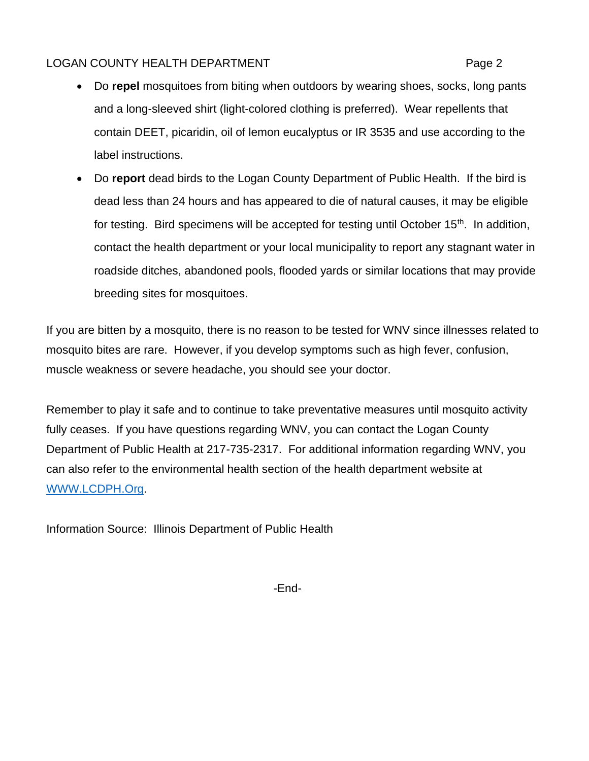- Do **repel** mosquitoes from biting when outdoors by wearing shoes, socks, long pants and a long-sleeved shirt (light-colored clothing is preferred). Wear repellents that contain DEET, picaridin, oil of lemon eucalyptus or IR 3535 and use according to the label instructions.
- Do **report** dead birds to the Logan County Department of Public Health. If the bird is dead less than 24 hours and has appeared to die of natural causes, it may be eligible for testing. Bird specimens will be accepted for testing until October 15th. In addition, contact the health department or your local municipality to report any stagnant water in roadside ditches, abandoned pools, flooded yards or similar locations that may provide breeding sites for mosquitoes.

If you are bitten by a mosquito, there is no reason to be tested for WNV since illnesses related to mosquito bites are rare. However, if you develop symptoms such as high fever, confusion, muscle weakness or severe headache, you should see your doctor.

Remember to play it safe and to continue to take preventative measures until mosquito activity fully ceases. If you have questions regarding WNV, you can contact the Logan County Department of Public Health at 217-735-2317. For additional information regarding WNV, you can also refer to the environmental health section of the health department website at [WWW.LCDPH.Org](http://WWW.LCDPH.Org).

Information Source: Illinois Department of Public Health

-End-